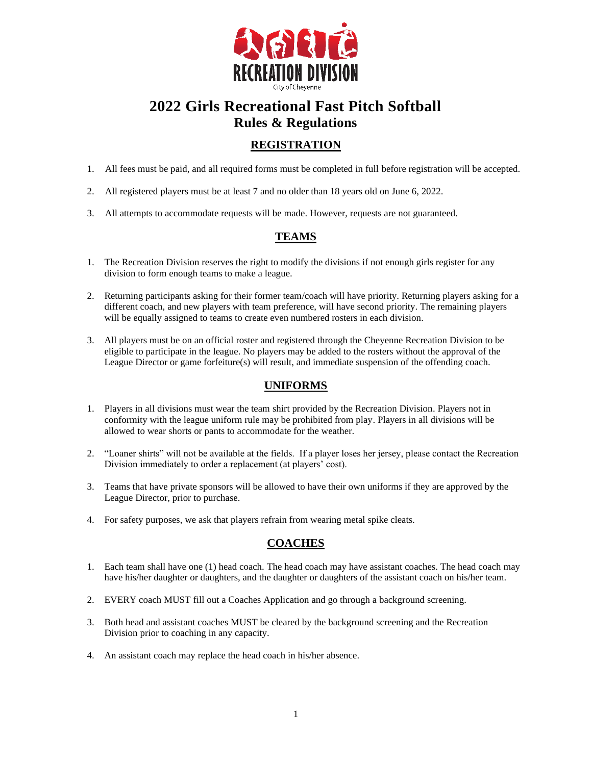RECREATION DIVISION

City of Cheyenne

# 2022 Girls Recreational Fast Pitch Softball

## Rules & Regulations

### REGISTRATION

1. All fees must be paid, and all required forms must be completed in full before registration will be accepted.
2. All registered players must be at least 7 and no older than 18 years old on June 6, 2022.
3. All attempts to accommodate requests will be made. However, requests are not guaranteed.

### TEAMS

1. The Recreation Division reserves the right to modify the divisions if not enough girls register for any division to form enough teams to make a league.
2. Returning participants asking for their former team/coach will have priority. Returning players asking for a different coach, and new players with team preference, will have second priority. The remaining players will be equally assigned to teams to create even numbered rosters in each division.
3. All players must be on an official roster and registered through the Cheyenne Recreation Division to be eligible to participate in the league. No players may be added to the rosters without the approval of the League Director or game forfeiture(s) will result, and immediate suspension of the offending coach.

### UNIFORMS

1. Players in all divisions must wear the team shirt provided by the Recreation Division. Players not in conformity with the league uniform rule may be prohibited from play. Players in all divisions will be allowed to wear shorts or pants to accommodate for the weather.
2. "Loaner shirts" will not be available at the fields. If a player loses her jersey, please contact the Recreation Division immediately to order a replacement (at players' cost).
3. Teams that have private sponsors will be allowed to have their own uniforms if they are approved by the League Director, prior to purchase.
4. For safety purposes, we ask that players refrain from wearing metal spike cleats.

### COACHES

1. Each team shall have one (1) head coach. The head coach may have assistant coaches. The head coach may have his/her daughter or daughters, and the daughter or daughters of the assistant coach on his/her team.
2. EVERY coach MUST fill out a Coaches Application and go through a background screening.
3. Both head and assistant coaches MUST be cleared by the background screening and the Recreation Division prior to coaching in any capacity.
4. An assistant coach may replace the head coach in his/her absence.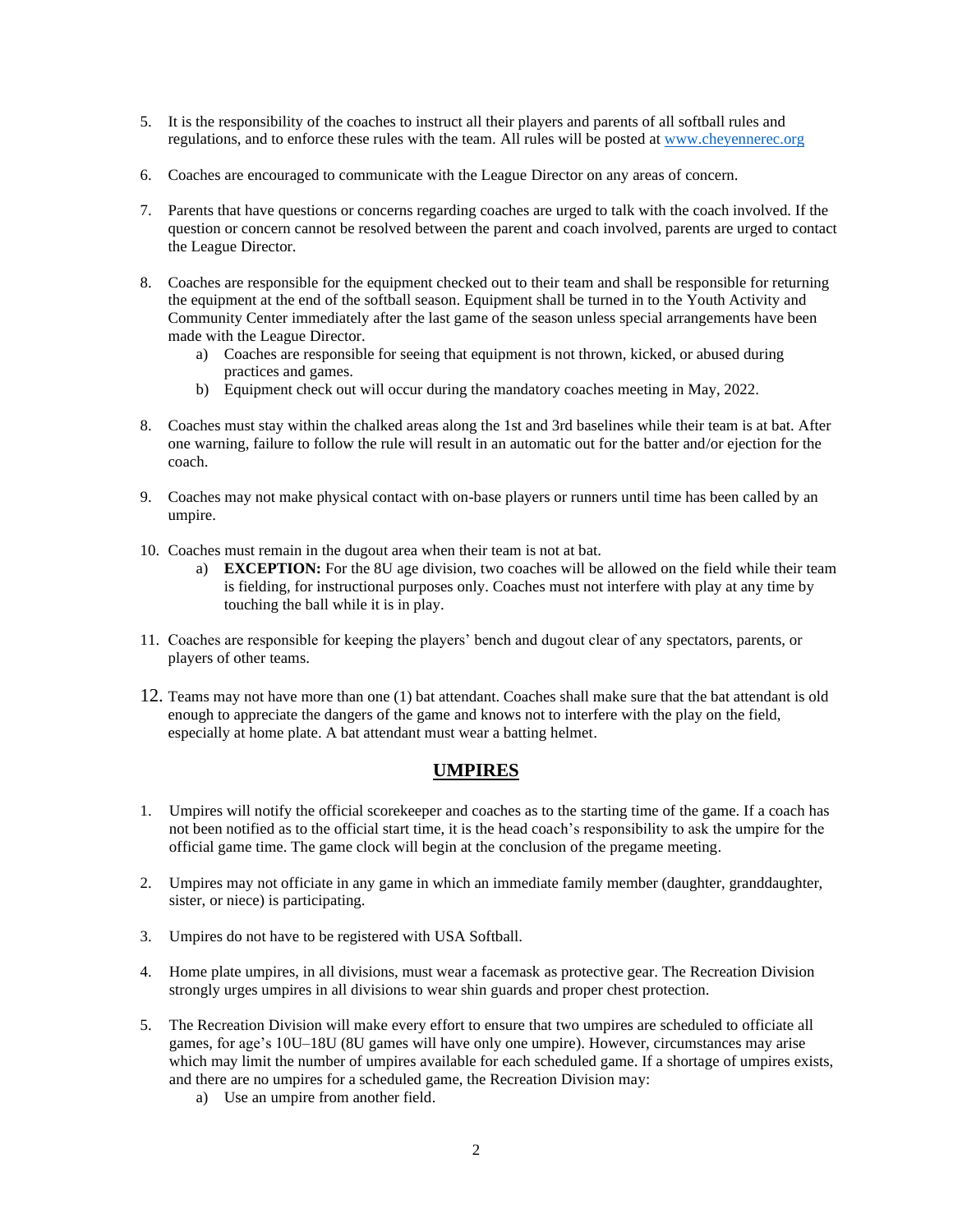5. It is the responsibility of the coaches to instruct all their players and parents of all softball rules and regulations, and to enforce these rules with the team. All rules will be posted at www.cheyennerec.org

6. Coaches are encouraged to communicate with the League Director on any areas of concern.

7. Parents that have questions or concerns regarding coaches are urged to talk with the coach involved. If the question or concern cannot be resolved between the parent and coach involved, parents are urged to contact the League Director.

8. Coaches are responsible for the equipment checked out to their team and shall be responsible for returning the equipment at the end of the softball season. Equipment shall be turned in to the Youth Activity and Community Center immediately after the last game of the season unless special arrangements have been made with the League Director.
    a) Coaches are responsible for seeing that equipment is not thrown, kicked, or abused during practices and games.
    b) Equipment check out will occur during the mandatory coaches meeting in May, 2022.

8. Coaches must stay within the chalked areas along the 1st and 3rd baselines while their team is at bat. After one warning, failure to follow the rule will result in an automatic out for the batter and/or ejection for the coach.

9. Coaches may not make physical contact with on-base players or runners until time has been called by an umpire.

10. Coaches must remain in the dugout area when their team is not at bat.
    a) **EXCEPTION:** For the 8U age division, two coaches will be allowed on the field while their team is fielding, for instructional purposes only. Coaches must not interfere with play at any time by touching the ball while it is in play.

11. Coaches are responsible for keeping the players' bench and dugout clear of any spectators, parents, or players of other teams.

12. Teams may not have more than one (1) bat attendant. Coaches shall make sure that the bat attendant is old enough to appreciate the dangers of the game and knows not to interfere with the play on the field, especially at home plate. A bat attendant must wear a batting helmet.

## UMPIRES

1. Umpires will notify the official scorekeeper and coaches as to the starting time of the game. If a coach has not been notified as to the official start time, it is the head coach's responsibility to ask the umpire for the official game time. The game clock will begin at the conclusion of the pregame meeting.

2. Umpires may not officiate in any game in which an immediate family member (daughter, granddaughter, sister, or niece) is participating.

3. Umpires do not have to be registered with USA Softball.

4. Home plate umpires, in all divisions, must wear a facemask as protective gear. The Recreation Division strongly urges umpires in all divisions to wear shin guards and proper chest protection.

5. The Recreation Division will make every effort to ensure that two umpires are scheduled to officiate all games, for age's 10U–18U (8U games will have only one umpire). However, circumstances may arise which may limit the number of umpires available for each scheduled game. If a shortage of umpires exists, and there are no umpires for a scheduled game, the Recreation Division may:
    a) Use an umpire from another field.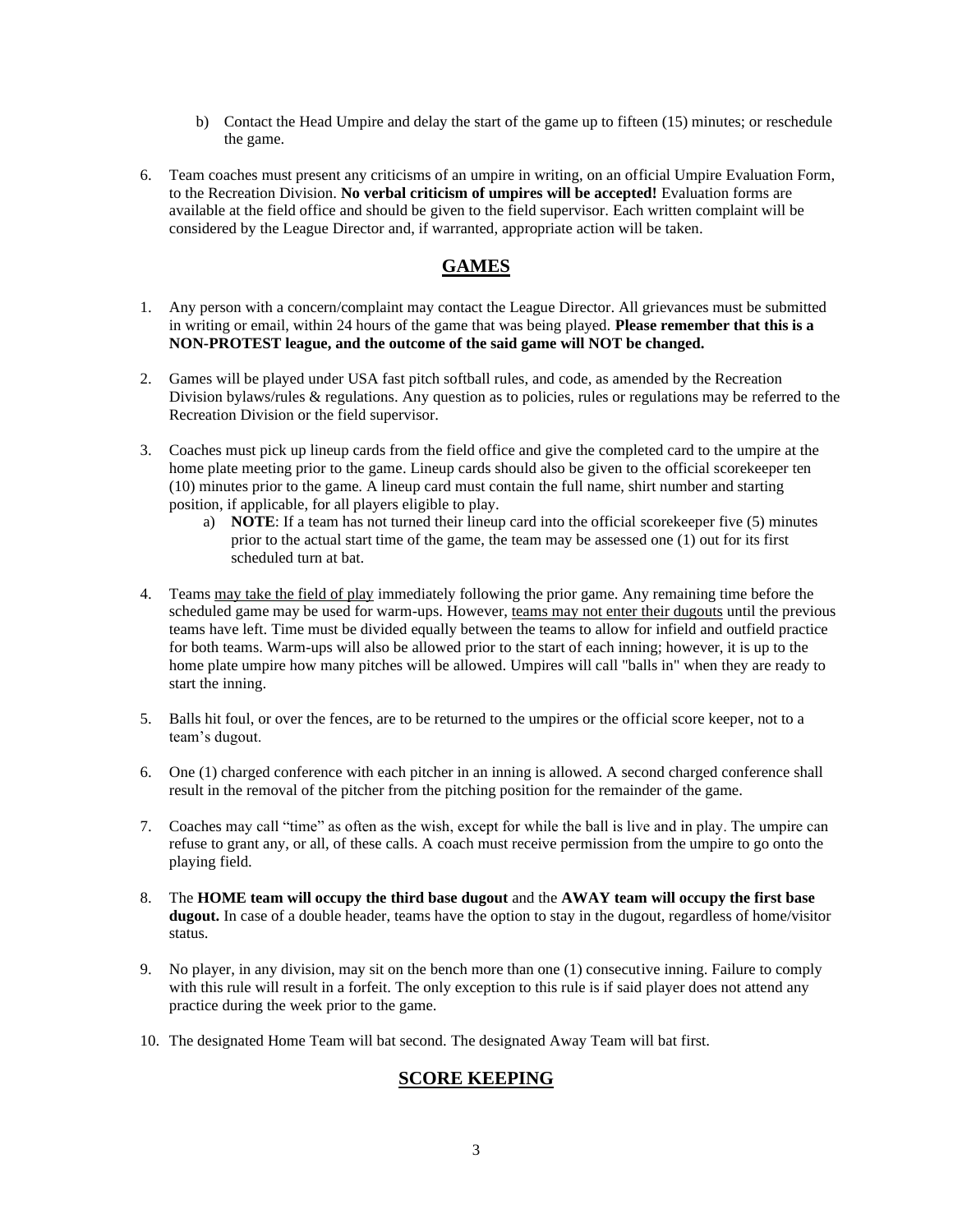b) Contact the Head Umpire and delay the start of the game up to fifteen (15) minutes; or reschedule the game.

6. Team coaches must present any criticisms of an umpire in writing, on an official Umpire Evaluation Form, to the Recreation Division. **No verbal criticism of umpires will be accepted!** Evaluation forms are available at the field office and should be given to the field supervisor. Each written complaint will be considered by the League Director and, if warranted, appropriate action will be taken.

## GAMES

1. Any person with a concern/complaint may contact the League Director. All grievances must be submitted in writing or email, within 24 hours of the game that was being played. **Please remember that this is a NON-PROTEST league, and the outcome of the said game will NOT be changed.**

2. Games will be played under USA fast pitch softball rules, and code, as amended by the Recreation Division bylaws/rules & regulations. Any question as to policies, rules or regulations may be referred to the Recreation Division or the field supervisor.

3. Coaches must pick up lineup cards from the field office and give the completed card to the umpire at the home plate meeting prior to the game. Lineup cards should also be given to the official scorekeeper ten (10) minutes prior to the game. A lineup card must contain the full name, shirt number and starting position, if applicable, for all players eligible to play.
   a) **NOTE**: If a team has not turned their lineup card into the official scorekeeper five (5) minutes prior to the actual start time of the game, the team may be assessed one (1) out for its first scheduled turn at bat.

4. Teams may take the field of play immediately following the prior game. Any remaining time before the scheduled game may be used for warm-ups. However, teams may not enter their dugouts until the previous teams have left. Time must be divided equally between the teams to allow for infield and outfield practice for both teams. Warm-ups will also be allowed prior to the start of each inning; however, it is up to the home plate umpire how many pitches will be allowed. Umpires will call "balls in" when they are ready to start the inning.

5. Balls hit foul, or over the fences, are to be returned to the umpires or the official score keeper, not to a team's dugout.

6. One (1) charged conference with each pitcher in an inning is allowed. A second charged conference shall result in the removal of the pitcher from the pitching position for the remainder of the game.

7. Coaches may call "time" as often as the wish, except for while the ball is live and in play. The umpire can refuse to grant any, or all, of these calls. A coach must receive permission from the umpire to go onto the playing field.

8. The **HOME team will occupy the third base dugout** and the **AWAY team will occupy the first base dugout.** In case of a double header, teams have the option to stay in the dugout, regardless of home/visitor status.

9. No player, in any division, may sit on the bench more than one (1) consecutive inning. Failure to comply with this rule will result in a forfeit. The only exception to this rule is if said player does not attend any practice during the week prior to the game.

10. The designated Home Team will bat second. The designated Away Team will bat first.

## SCORE KEEPING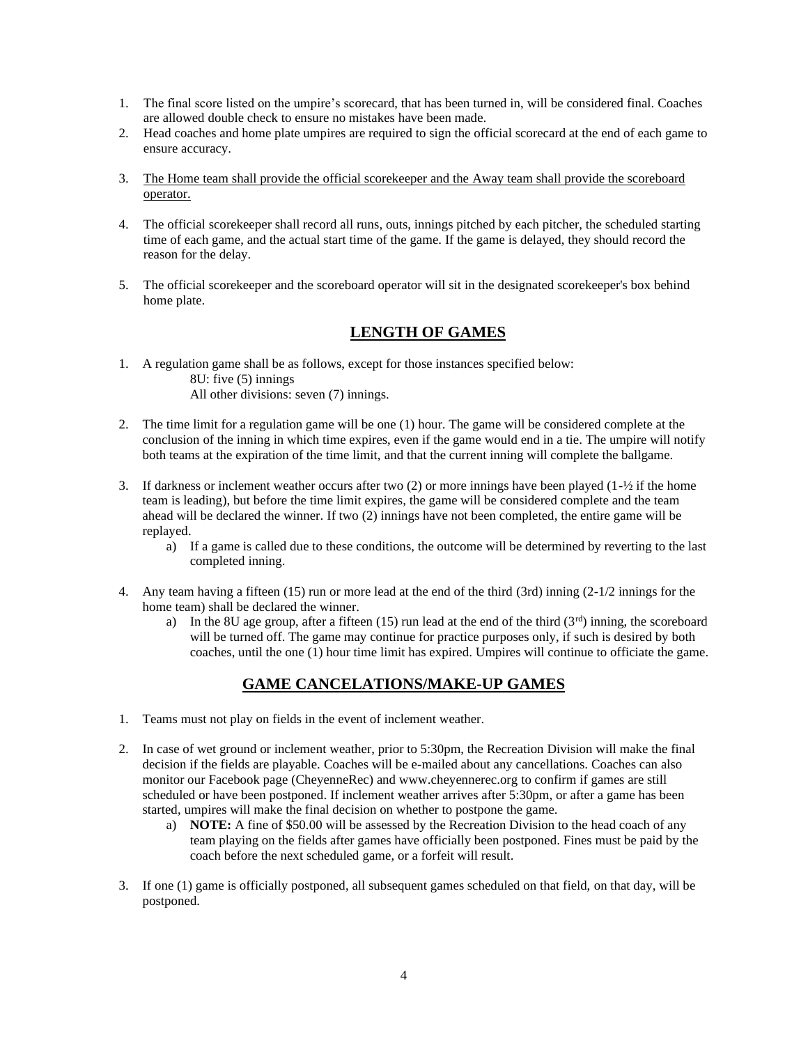1. The final score listed on the umpire's scorecard, that has been turned in, will be considered final. Coaches are allowed double check to ensure no mistakes have been made.
2. Head coaches and home plate umpires are required to sign the official scorecard at the end of each game to ensure accuracy.
3. <u>The Home team shall provide the official scorekeeper and the Away team shall provide the scoreboard operator.</u>
4. The official scorekeeper shall record all runs, outs, innings pitched by each pitcher, the scheduled starting time of each game, and the actual start time of the game. If the game is delayed, they should record the reason for the delay.
5. The official scorekeeper and the scoreboard operator will sit in the designated scorekeeper's box behind home plate.

## LENGTH OF GAMES

1. A regulation game shall be as follows, except for those instances specified below:
   8U: five (5) innings
   All other divisions: seven (7) innings.
2. The time limit for a regulation game will be one (1) hour. The game will be considered complete at the conclusion of the inning in which time expires, even if the game would end in a tie. The umpire will notify both teams at the expiration of the time limit, and that the current inning will complete the ballgame.
3. If darkness or inclement weather occurs after two (2) or more innings have been played (1-½ if the home team is leading), but before the time limit expires, the game will be considered complete and the team ahead will be declared the winner. If two (2) innings have not been completed, the entire game will be replayed.
   a) If a game is called due to these conditions, the outcome will be determined by reverting to the last completed inning.
4. Any team having a fifteen (15) run or more lead at the end of the third (3rd) inning (2-1/2 innings for the home team) shall be declared the winner.
   a) In the 8U age group, after a fifteen (15) run lead at the end of the third (3rd) inning, the scoreboard will be turned off. The game may continue for practice purposes only, if such is desired by both coaches, until the one (1) hour time limit has expired. Umpires will continue to officiate the game.

## GAME CANCELATIONS/MAKE-UP GAMES

1. Teams must not play on fields in the event of inclement weather.
2. In case of wet ground or inclement weather, prior to 5:30pm, the Recreation Division will make the final decision if the fields are playable. Coaches will be e-mailed about any cancellations. Coaches can also monitor our Facebook page (CheyenneRec) and www.cheyennerec.org to confirm if games are still scheduled or have been postponed. If inclement weather arrives after 5:30pm, or after a game has been started, umpires will make the final decision on whether to postpone the game.
   a) **NOTE:** A fine of $50.00 will be assessed by the Recreation Division to the head coach of any team playing on the fields after games have officially been postponed. Fines must be paid by the coach before the next scheduled game, or a forfeit will result.
3. If one (1) game is officially postponed, all subsequent games scheduled on that field, on that day, will be postponed.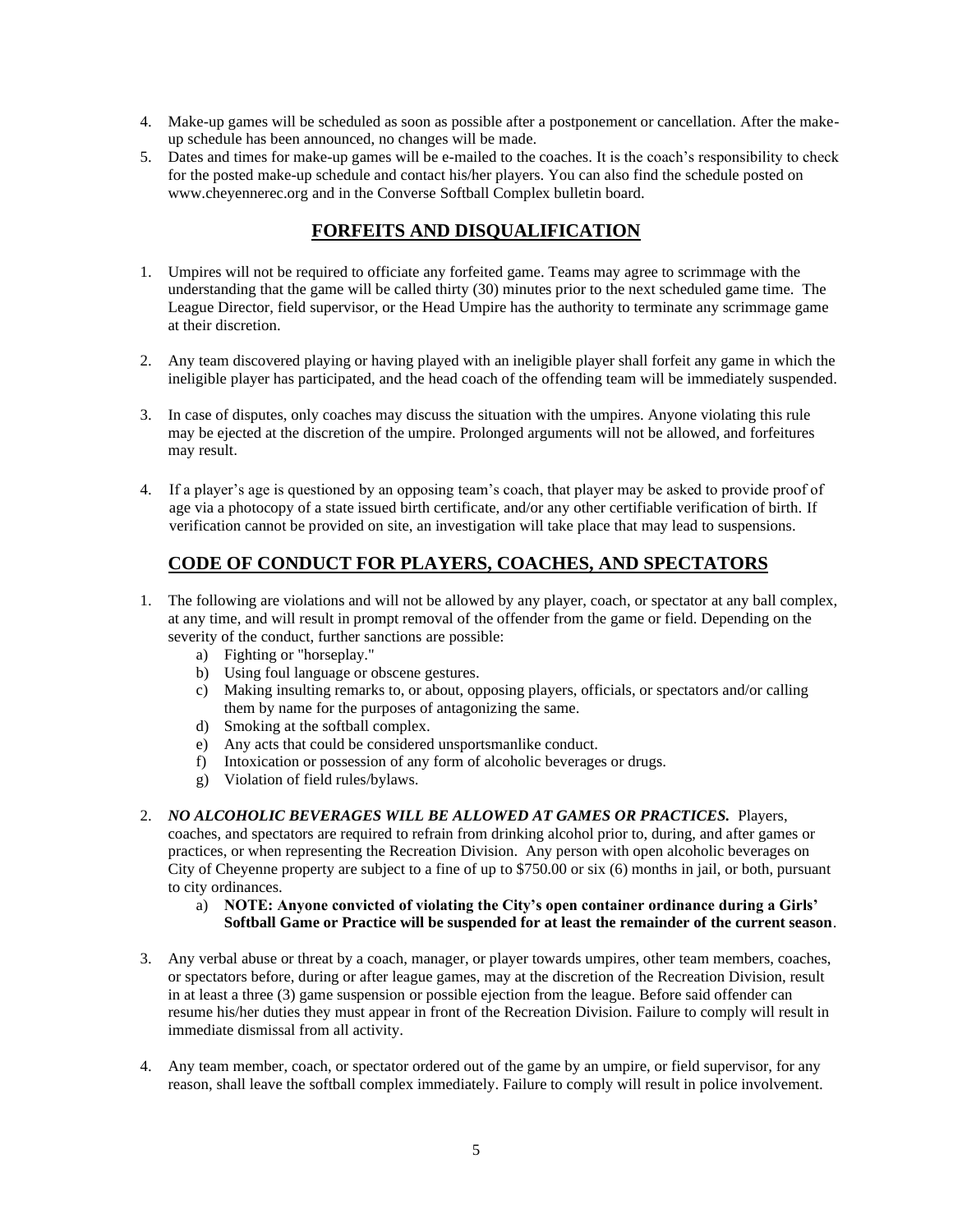4. Make-up games will be scheduled as soon as possible after a postponement or cancellation. After the make-up schedule has been announced, no changes will be made.
5. Dates and times for make-up games will be e-mailed to the coaches. It is the coach's responsibility to check for the posted make-up schedule and contact his/her players. You can also find the schedule posted on www.cheyennerec.org and in the Converse Softball Complex bulletin board.

## FORFEITS AND DISQUALIFICATION

1. Umpires will not be required to officiate any forfeited game. Teams may agree to scrimmage with the understanding that the game will be called thirty (30) minutes prior to the next scheduled game time. The League Director, field supervisor, or the Head Umpire has the authority to terminate any scrimmage game at their discretion.

2. Any team discovered playing or having played with an ineligible player shall forfeit any game in which the ineligible player has participated, and the head coach of the offending team will be immediately suspended.

3. In case of disputes, only coaches may discuss the situation with the umpires. Anyone violating this rule may be ejected at the discretion of the umpire. Prolonged arguments will not be allowed, and forfeitures may result.

4. If a player's age is questioned by an opposing team's coach, that player may be asked to provide proof of age via a photocopy of a state issued birth certificate, and/or any other certifiable verification of birth. If verification cannot be provided on site, an investigation will take place that may lead to suspensions.

## CODE OF CONDUCT FOR PLAYERS, COACHES, AND SPECTATORS

1. The following are violations and will not be allowed by any player, coach, or spectator at any ball complex, at any time, and will result in prompt removal of the offender from the game or field. Depending on the severity of the conduct, further sanctions are possible:
   a) Fighting or "horseplay."
   b) Using foul language or obscene gestures.
   c) Making insulting remarks to, or about, opposing players, officials, or spectators and/or calling them by name for the purposes of antagonizing the same.
   d) Smoking at the softball complex.
   e) Any acts that could be considered unsportsmanlike conduct.
   f) Intoxication or possession of any form of alcoholic beverages or drugs.
   g) Violation of field rules/bylaws.

2. ***NO ALCOHOLIC BEVERAGES WILL BE ALLOWED AT GAMES OR PRACTICES.*** Players, coaches, and spectators are required to refrain from drinking alcohol prior to, during, and after games or practices, or when representing the Recreation Division. Any person with open alcoholic beverages on City of Cheyenne property are subject to a fine of up to $750.00 or six (6) months in jail, or both, pursuant to city ordinances.
   a) **NOTE: Anyone convicted of violating the City's open container ordinance during a Girls' Softball Game or Practice will be suspended for at least the remainder of the current season**.

3. Any verbal abuse or threat by a coach, manager, or player towards umpires, other team members, coaches, or spectators before, during or after league games, may at the discretion of the Recreation Division, result in at least a three (3) game suspension or possible ejection from the league. Before said offender can resume his/her duties they must appear in front of the Recreation Division. Failure to comply will result in immediate dismissal from all activity.

4. Any team member, coach, or spectator ordered out of the game by an umpire, or field supervisor, for any reason, shall leave the softball complex immediately. Failure to comply will result in police involvement.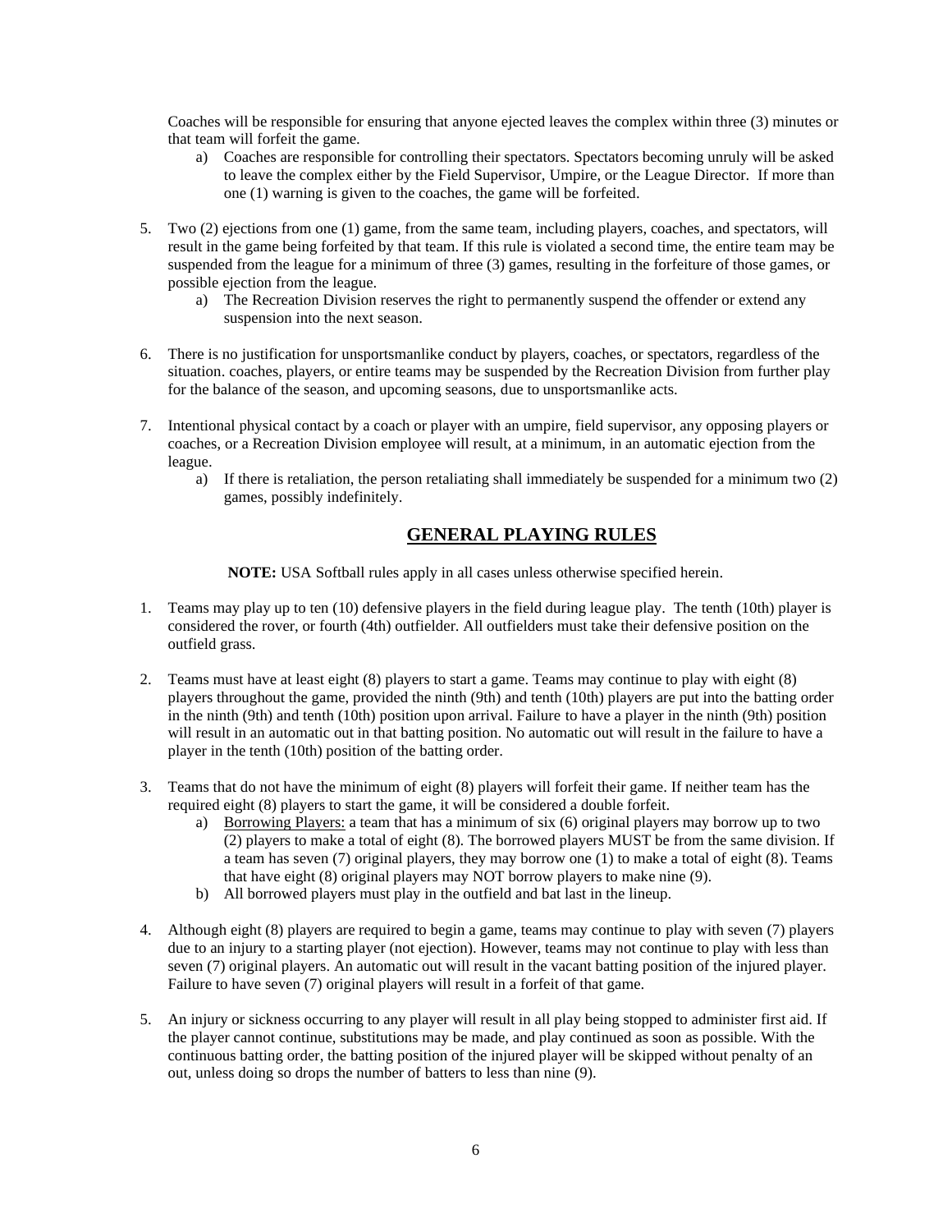Coaches will be responsible for ensuring that anyone ejected leaves the complex within three (3) minutes or that team will forfeit the game.

   a) Coaches are responsible for controlling their spectators. Spectators becoming unruly will be asked to leave the complex either by the Field Supervisor, Umpire, or the League Director. If more than one (1) warning is given to the coaches, the game will be forfeited.

5. Two (2) ejections from one (1) game, from the same team, including players, coaches, and spectators, will result in the game being forfeited by that team. If this rule is violated a second time, the entire team may be suspended from the league for a minimum of three (3) games, resulting in the forfeiture of those games, or possible ejection from the league.
   a) The Recreation Division reserves the right to permanently suspend the offender or extend any suspension into the next season.

6. There is no justification for unsportsmanlike conduct by players, coaches, or spectators, regardless of the situation. coaches, players, or entire teams may be suspended by the Recreation Division from further play for the balance of the season, and upcoming seasons, due to unsportsmanlike acts.

7. Intentional physical contact by a coach or player with an umpire, field supervisor, any opposing players or coaches, or a Recreation Division employee will result, at a minimum, in an automatic ejection from the league.
   a) If there is retaliation, the person retaliating shall immediately be suspended for a minimum two (2) games, possibly indefinitely.

## GENERAL PLAYING RULES

**NOTE:** USA Softball rules apply in all cases unless otherwise specified herein.

1. Teams may play up to ten (10) defensive players in the field during league play. The tenth (10th) player is considered the rover, or fourth (4th) outfielder. All outfielders must take their defensive position on the outfield grass.

2. Teams must have at least eight (8) players to start a game. Teams may continue to play with eight (8) players throughout the game, provided the ninth (9th) and tenth (10th) players are put into the batting order in the ninth (9th) and tenth (10th) position upon arrival. Failure to have a player in the ninth (9th) position will result in an automatic out in that batting position. No automatic out will result in the failure to have a player in the tenth (10th) position of the batting order.

3. Teams that do not have the minimum of eight (8) players will forfeit their game. If neither team has the required eight (8) players to start the game, it will be considered a double forfeit.
   a) Borrowing Players: a team that has a minimum of six (6) original players may borrow up to two (2) players to make a total of eight (8). The borrowed players MUST be from the same division. If a team has seven (7) original players, they may borrow one (1) to make a total of eight (8). Teams that have eight (8) original players may NOT borrow players to make nine (9).
   b) All borrowed players must play in the outfield and bat last in the lineup.

4. Although eight (8) players are required to begin a game, teams may continue to play with seven (7) players due to an injury to a starting player (not ejection). However, teams may not continue to play with less than seven (7) original players. An automatic out will result in the vacant batting position of the injured player. Failure to have seven (7) original players will result in a forfeit of that game.

5. An injury or sickness occurring to any player will result in all play being stopped to administer first aid. If the player cannot continue, substitutions may be made, and play continued as soon as possible. With the continuous batting order, the batting position of the injured player will be skipped without penalty of an out, unless doing so drops the number of batters to less than nine (9).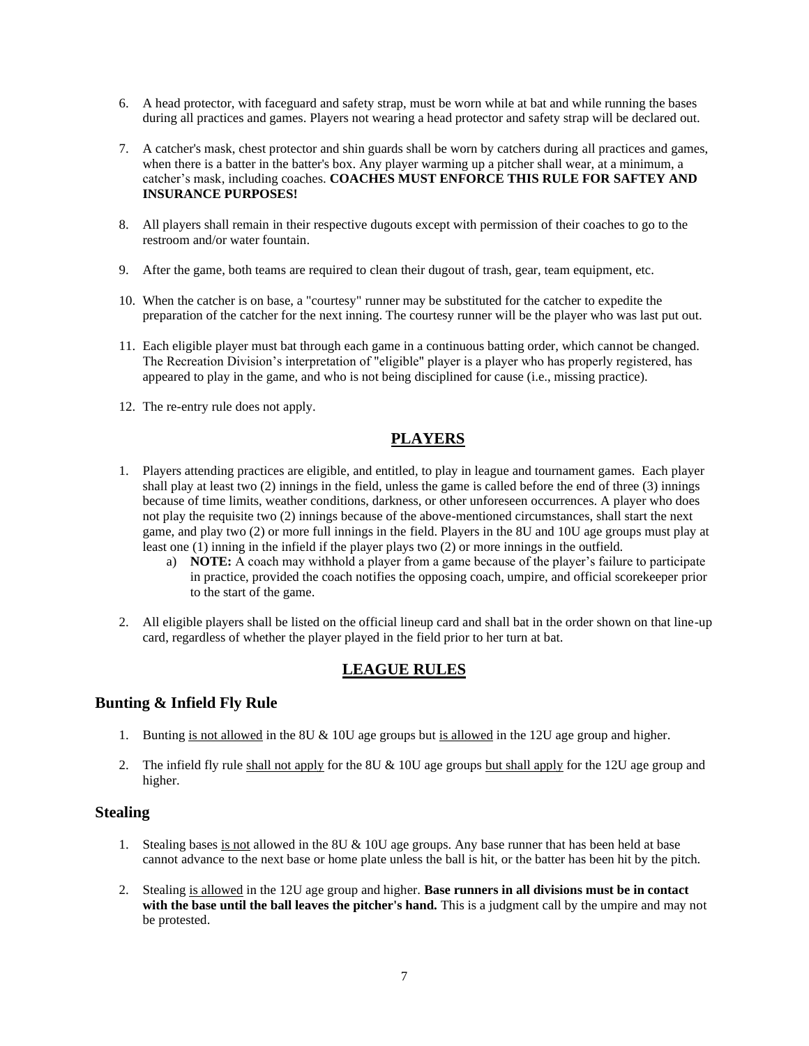6. A head protector, with faceguard and safety strap, must be worn while at bat and while running the bases during all practices and games. Players not wearing a head protector and safety strap will be declared out.

7. A catcher's mask, chest protector and shin guards shall be worn by catchers during all practices and games, when there is a batter in the batter's box. Any player warming up a pitcher shall wear, at a minimum, a catcher's mask, including coaches. **COACHES MUST ENFORCE THIS RULE FOR SAFTEY AND INSURANCE PURPOSES!**

8. All players shall remain in their respective dugouts except with permission of their coaches to go to the restroom and/or water fountain.

9. After the game, both teams are required to clean their dugout of trash, gear, team equipment, etc.

10. When the catcher is on base, a "courtesy" runner may be substituted for the catcher to expedite the preparation of the catcher for the next inning. The courtesy runner will be the player who was last put out.

11. Each eligible player must bat through each game in a continuous batting order, which cannot be changed. The Recreation Division's interpretation of "eligible" player is a player who has properly registered, has appeared to play in the game, and who is not being disciplined for cause (i.e., missing practice).

12. The re-entry rule does not apply.

## PLAYERS

1. Players attending practices are eligible, and entitled, to play in league and tournament games. Each player shall play at least two (2) innings in the field, unless the game is called before the end of three (3) innings because of time limits, weather conditions, darkness, or other unforeseen occurrences. A player who does not play the requisite two (2) innings because of the above-mentioned circumstances, shall start the next game, and play two (2) or more full innings in the field. Players in the 8U and 10U age groups must play at least one (1) inning in the infield if the player plays two (2) or more innings in the outfield.
   a) **NOTE:** A coach may withhold a player from a game because of the player's failure to participate in practice, provided the coach notifies the opposing coach, umpire, and official scorekeeper prior to the start of the game.

2. All eligible players shall be listed on the official lineup card and shall bat in the order shown on that line-up card, regardless of whether the player played in the field prior to her turn at bat.

## LEAGUE RULES

### Bunting & Infield Fly Rule

1. Bunting <u>is not allowed</u> in the 8U & 10U age groups but <u>is allowed</u> in the 12U age group and higher.

2. The infield fly rule <u>shall not apply</u> for the 8U & 10U age groups <u>but shall apply</u> for the 12U age group and higher.

### Stealing

1. Stealing bases <u>is not</u> allowed in the 8U & 10U age groups. Any base runner that has been held at base cannot advance to the next base or home plate unless the ball is hit, or the batter has been hit by the pitch.

2. Stealing <u>is allowed</u> in the 12U age group and higher. **Base runners in all divisions must be in contact with the base until the ball leaves the pitcher's hand.** This is a judgment call by the umpire and may not be protested.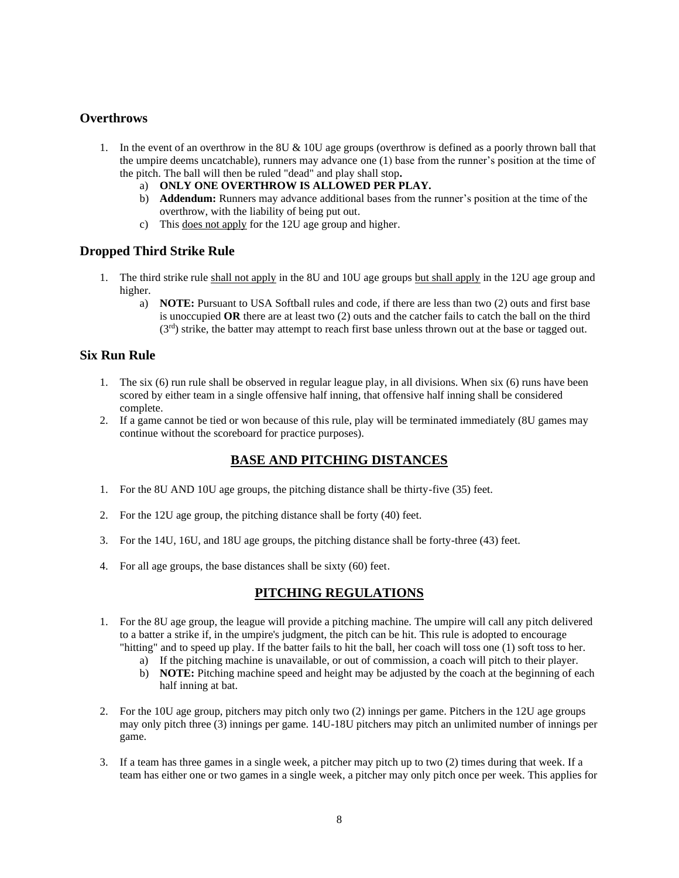## Overthrows

1. In the event of an overthrow in the 8U & 10U age groups (overthrow is defined as a poorly thrown ball that the umpire deems uncatchable), runners may advance one (1) base from the runner's position at the time of the pitch. The ball will then be ruled "dead" and play shall stop**.**
   a) **ONLY ONE OVERTHROW IS ALLOWED PER PLAY.**
   b) **Addendum:** Runners may advance additional bases from the runner's position at the time of the overthrow, with the liability of being put out.
   c) This <u>does not apply</u> for the 12U age group and higher.

## Dropped Third Strike Rule

1. The third strike rule <u>shall not apply</u> in the 8U and 10U age groups <u>but shall apply</u> in the 12U age group and higher.
   a) **NOTE:** Pursuant to USA Softball rules and code, if there are less than two (2) outs and first base is unoccupied **OR** there are at least two (2) outs and the catcher fails to catch the ball on the third (3rd) strike, the batter may attempt to reach first base unless thrown out at the base or tagged out.

## Six Run Rule

1. The six (6) run rule shall be observed in regular league play, in all divisions. When six (6) runs have been scored by either team in a single offensive half inning, that offensive half inning shall be considered complete.
2. If a game cannot be tied or won because of this rule, play will be terminated immediately (8U games may continue without the scoreboard for practice purposes).

## <u>BASE AND PITCHING DISTANCES</u>

1. For the 8U AND 10U age groups, the pitching distance shall be thirty-five (35) feet.

2. For the 12U age group, the pitching distance shall be forty (40) feet.

3. For the 14U, 16U, and 18U age groups, the pitching distance shall be forty-three (43) feet.

4. For all age groups, the base distances shall be sixty (60) feet.

## <u>PITCHING REGULATIONS</u>

1. For the 8U age group, the league will provide a pitching machine. The umpire will call any pitch delivered to a batter a strike if, in the umpire's judgment, the pitch can be hit. This rule is adopted to encourage "hitting" and to speed up play. If the batter fails to hit the ball, her coach will toss one (1) soft toss to her.
   a) If the pitching machine is unavailable, or out of commission, a coach will pitch to their player.
   b) **NOTE:** Pitching machine speed and height may be adjusted by the coach at the beginning of each half inning at bat.

2. For the 10U age group, pitchers may pitch only two (2) innings per game. Pitchers in the 12U age groups may only pitch three (3) innings per game. 14U-18U pitchers may pitch an unlimited number of innings per game.

3. If a team has three games in a single week, a pitcher may pitch up to two (2) times during that week. If a team has either one or two games in a single week, a pitcher may only pitch once per week. This applies for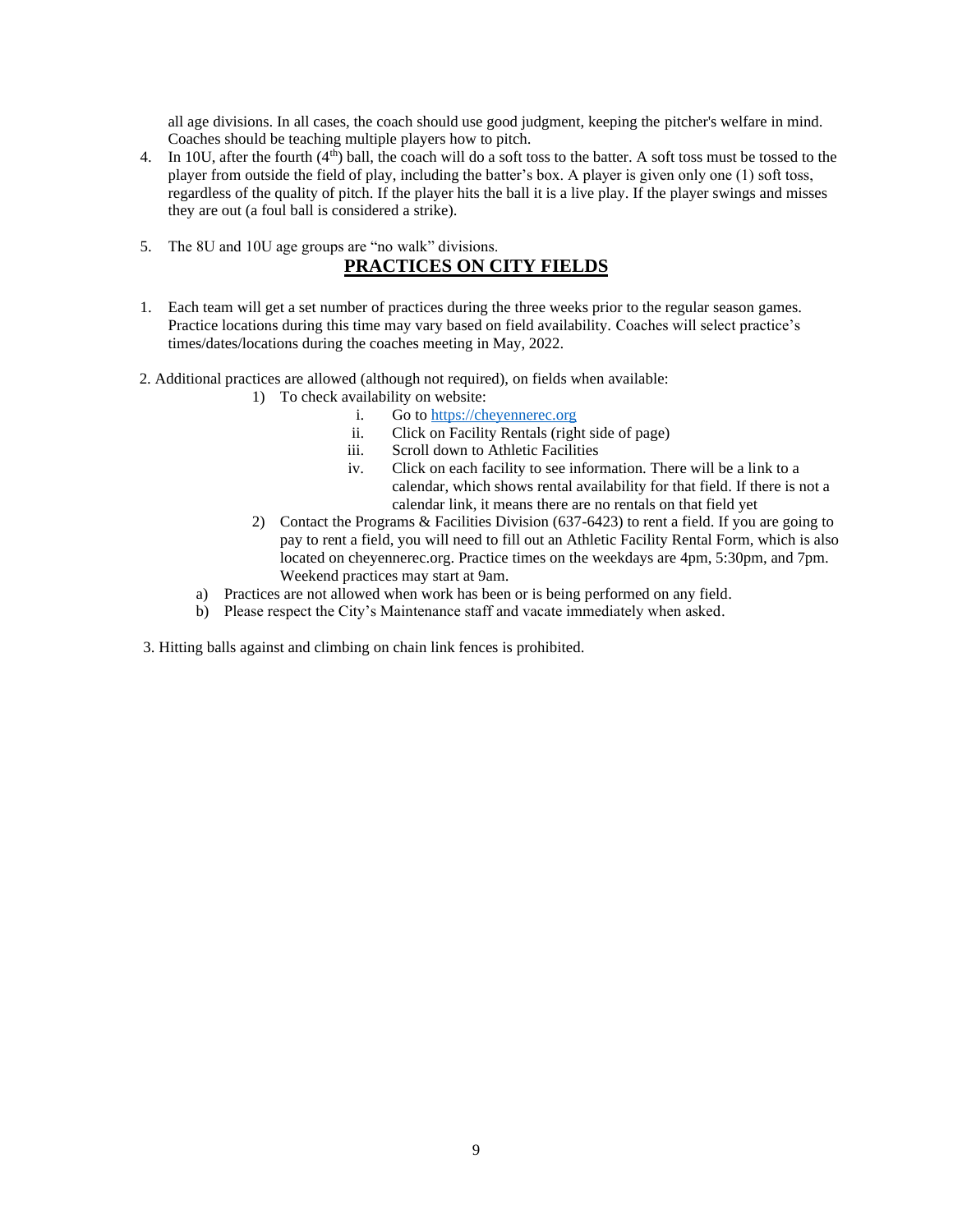all age divisions. In all cases, the coach should use good judgment, keeping the pitcher's welfare in mind. Coaches should be teaching multiple players how to pitch.

4. In 10U, after the fourth (4th) ball, the coach will do a soft toss to the batter. A soft toss must be tossed to the player from outside the field of play, including the batter's box. A player is given only one (1) soft toss, regardless of the quality of pitch. If the player hits the ball it is a live play. If the player swings and misses they are out (a foul ball is considered a strike).

5. The 8U and 10U age groups are "no walk" divisions.

## PRACTICES ON CITY FIELDS

1. Each team will get a set number of practices during the three weeks prior to the regular season games. Practice locations during this time may vary based on field availability. Coaches will select practice's times/dates/locations during the coaches meeting in May, 2022.

2. Additional practices are allowed (although not required), on fields when available:
   1) To check availability on website:
      i. Go to [https://cheyennerec.org](https://cheyennerec.org)
      ii. Click on Facility Rentals (right side of page)
      iii. Scroll down to Athletic Facilities
      iv. Click on each facility to see information. There will be a link to a calendar, which shows rental availability for that field. If there is not a calendar link, it means there are no rentals on that field yet
   2) Contact the Programs & Facilities Division (637-6423) to rent a field. If you are going to pay to rent a field, you will need to fill out an Athletic Facility Rental Form, which is also located on cheyennerec.org. Practice times on the weekdays are 4pm, 5:30pm, and 7pm. Weekend practices may start at 9am.

   a) Practices are not allowed when work has been or is being performed on any field.
   b) Please respect the City's Maintenance staff and vacate immediately when asked.

3. Hitting balls against and climbing on chain link fences is prohibited.